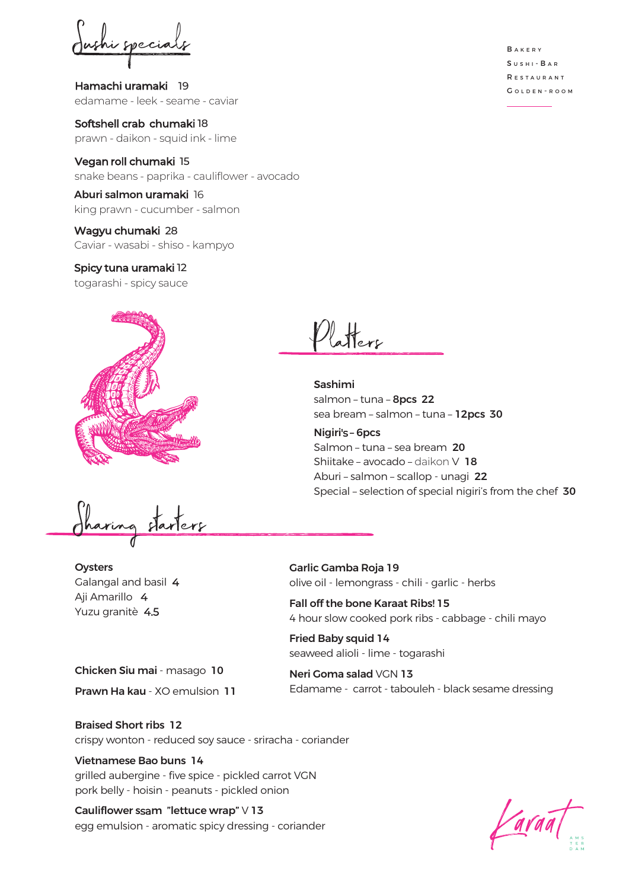## Sushi specials

**Hamachi uramaki** 19
edamame - leek - seame - caviar

**Softshell crab chumaki** 18
prawn - daikon - squid ink - lime

**Vegan roll chumaki** 15
snake beans - paprika - cauliflower - avocado

**Aburi salmon uramaki** 16
king prawn - cucumber - salmon

**Wagyu chumaki** 28
Caviar - wasabi - shiso - kampyo

**Spicy tuna uramaki** 12
togarashi - spicy sauce

Bakery
Sushi-Bar
Restaurant
Golden-Room

## Platters

**Sashimi**
salmon – tuna – **8pcs 22**
sea bream – salmon – tuna – **12pcs 30**

**Nigiri's – 6pcs**
Salmon – tuna – sea bream **20**
Shiitake – avocado – daikon V **18**
Aburi – salmon – scallop - unagi **22**
Special – selection of special nigiri's from the chef **30**

## Sharing starters

**Oysters**
Galangal and basil **4**
Aji Amarillo **4**
Yuzu granitè **4.5**

**Chicken Siu mai** - masago **10**

**Prawn Ha kau** - XO emulsion **11**

**Garlic Gamba Roja 19**
olive oil - lemongrass - chili - garlic - herbs

**Fall off the bone Karaat Ribs! 15**
4 hour slow cooked pork ribs - cabbage - chili mayo

**Fried Baby squid 14**
seaweed alioli - lime - togarashi

**Neri Goma salad** VGN **13**
Edamame - carrot - tabouleh - black sesame dressing

**Braised Short ribs 12**
crispy wonton - reduced soy sauce - sriracha - coriander

**Vietnamese Bao buns 14**
grilled aubergine - five spice - pickled carrot VGN
pork belly - hoisin - peanuts - pickled onion

**Cauliflower ssam "lettuce wrap"** V **13**
egg emulsion - aromatic spicy dressing - coriander

Karaat
AMSTERDAM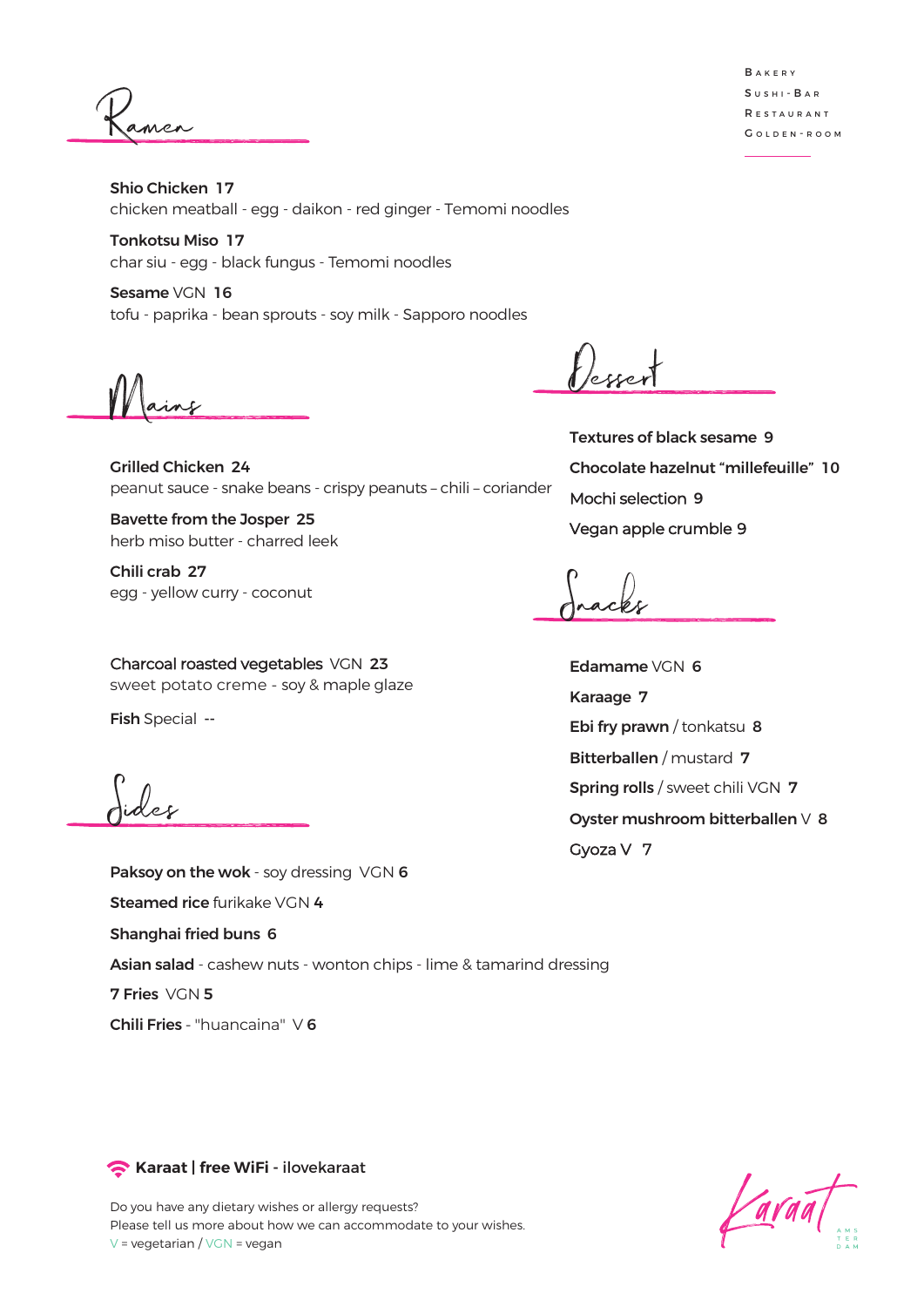Bakery
Sushi-Bar
Restaurant
Golden-room

## Ramen

**Shio Chicken 17**
chicken meatball - egg - daikon - red ginger - Temomi noodles

**Tonkotsu Miso 17**
char siu - egg - black fungus - Temomi noodles

**Sesame** VGN **16**
tofu - paprika - bean sprouts - soy milk - Sapporo noodles

## Mains

**Grilled Chicken 24**
peanut sauce - snake beans - crispy peanuts – chili – coriander

**Bavette from the Josper 25**
herb miso butter - charred leek

**Chili crab 27**
egg - yellow curry - coconut

**Charcoal roasted vegetables** VGN **23**
sweet potato creme - soy & maple glaze

**Fish** Special --

## Sides

**Paksoy on the wok** - soy dressing VGN **6**

**Steamed rice** furikake VGN **4**

**Shanghai fried buns 6**

**Asian salad** - cashew nuts - wonton chips - lime & tamarind dressing

**7 Fries** VGN **5**

**Chili Fries** - "huancaina" V **6**

## Dessert

**Textures of black sesame 9**

**Chocolate hazelnut "millefeuille" 10**

Mochi selection **9**

Vegan apple crumble **9**

## Snacks

**Edamame** VGN **6**

**Karaage 7**

**Ebi fry prawn** / tonkatsu **8**

**Bitterballen** / mustard **7**

**Spring rolls** / sweet chili VGN **7**

**Oyster mushroom bitterballen** V **8**

Gyoza V **7**

**Karaat | free WiFi - ilovekaraat**

Do you have any dietary wishes or allergy requests?
Please tell us more about how we can accommodate to your wishes.
V = vegetarian / VGN = vegan

Karaat
AMSTERDAM